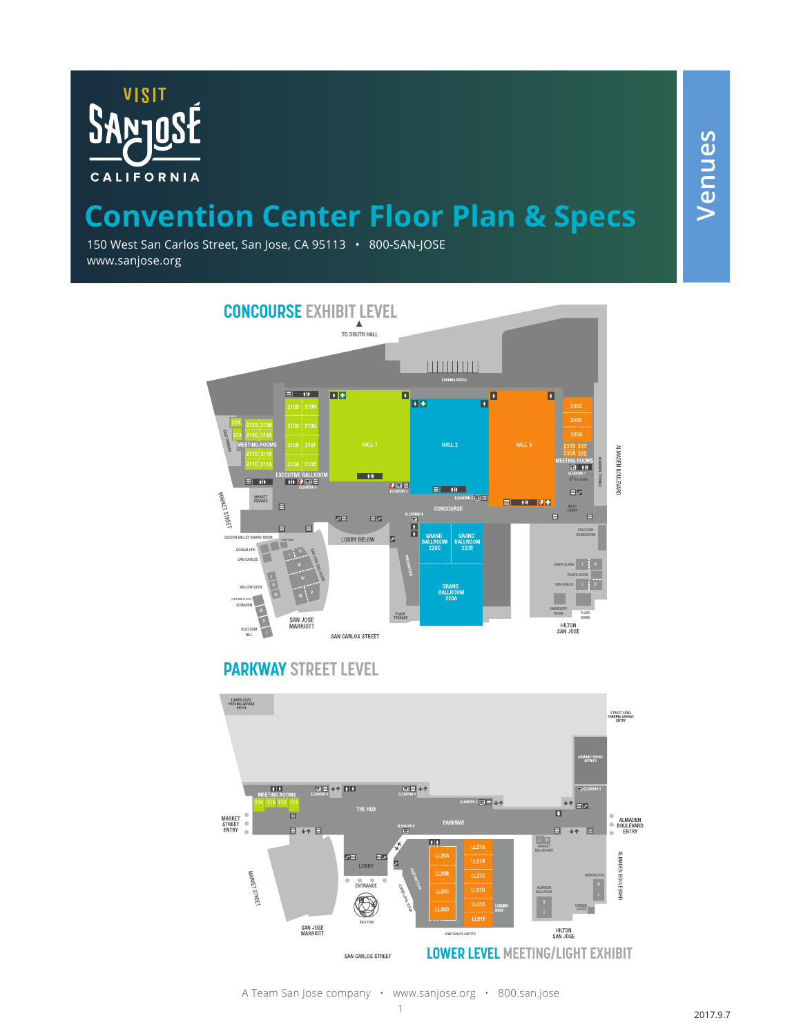VISIT SAN JOSÉ CALIFORNIA

# Convention Center Floor Plan & Specs

150 West San Carlos Street, San Jose, CA 95113 • 800-SAN-JOSE
www.sanjose.org

Venues

## CONCOURSE EXHIBIT LEVEL

TO SOUTH HALL

LOADING DOCKS

214 213 212D 212B 212C 212A MEETING ROOMS 211D 211B 211C 211A

210D 210H 210C 210G 210B 210F 210A 210E

EXECUTIVE BALLROOM

HALL 1

HALL 2

HALL 3

230C 230B 230A 231B 233 231A 232 MEETING ROOMS

CONCOURSE

GRAND BALLROOM 220C

GRAND BALLROOM 220B

GRAND BALLROOM 220A

LOBBY BELOW

MARKET STREET

MARKET TERRACE

EAST TERRACE

ALMADEN TERRACE

ALMADEN BOULEVARD

WEST LOBBY

EXECUTIVE BOARDROOM

SILICON VALLEY BOARD ROOM

GUADALUPE

SAN CARLOS

WILLOW GLEN

ALMADEN

BLOSSOM HILL

SAN JOSE BALLROOM

SAN JOSE MARRIOTT

SAN CARLOS STREET

PLAZA TERRACE

PREFUNCTION

SANTA CLARA

PACIFIC ROOM

SAN CARLOS

UNIVERSITY ROOM

PLAZA ROOM

HILTON SAN JOSE

## PARKWAY STREET LEVEL

LOWER LEVEL PARKING GARAGE ENTRY

STREET LEVEL PARKING GARAGE ENTRY

ADMINISTRATIVE OFFICES

MEETING ROOMS 114 113 112 111

MARKET STREET ENTRY

THE HUB

PARKWAY

ALMADEN BOULEVARD ENTRY

LOBBY

ENTRANCE

IDEA TREE

MARKET STREET

SAN JOSE MARRIOTT

SAN CARLOS STREET

PREFUNCTION

LOWER LEVEL PLAZA

LL20A LL20B LL20C LL20D

LL21A LL21B LL21C LL21D LL21E LL21F

LOADING DOCK

SAN CARLOS GROTTO

MARKET BALLROOMS

ALMADEN BALLROOM

WINCHESTER

CORNER OFFICE

ALMADEN BOULEVARD

HILTON SAN JOSE

## LOWER LEVEL MEETING/LIGHT EXHIBIT

A Team San Jose company • www.sanjose.org • 800.san.jose

2017.9.7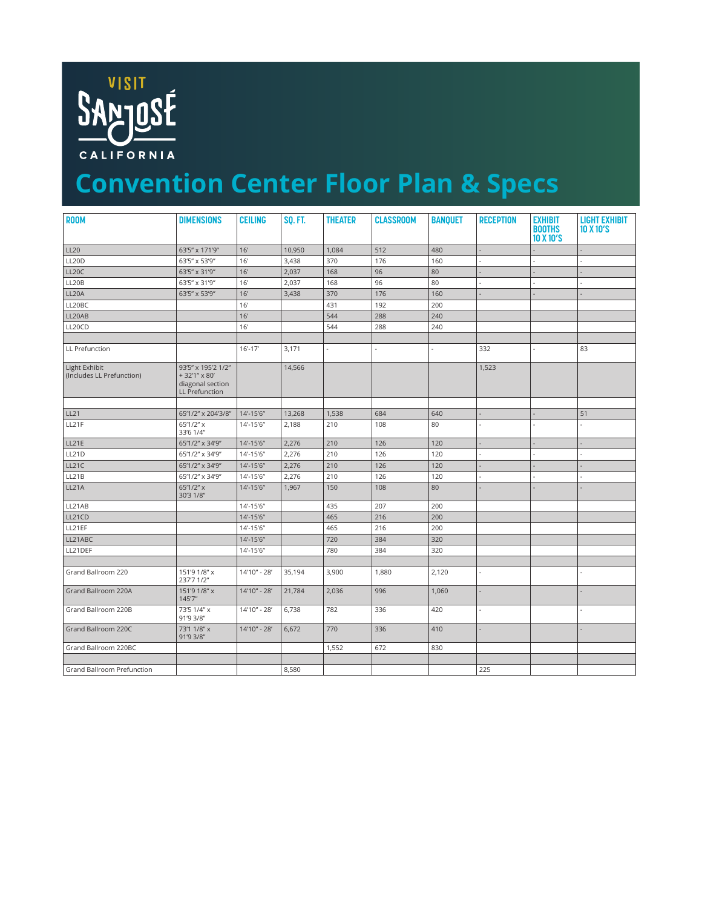VISIT SAN JOSÉ CALIFORNIA

# Convention Center Floor Plan & Specs

| ROOM | DIMENSIONS | CEILING | SQ. FT. | THEATER | CLASSROOM | BANQUET | RECEPTION | EXHIBIT BOOTHS 10 X 10'S | LIGHT EXHIBIT 10 X 10'S |
|---|---|---|---|---|---|---|---|---|---|
| LL20 | 63'5" x 171'9" | 16' | 10,950 | 1,084 | 512 | 480 | - | - | - |
| LL20D | 63'5" x 53'9" | 16' | 3,438 | 370 | 176 | 160 | - | - | - |
| LL20C | 63'5" x 31'9" | 16' | 2,037 | 168 | 96 | 80 | - | - | - |
| LL20B | 63'5" x 31'9" | 16' | 2,037 | 168 | 96 | 80 | - | - | - |
| LL20A | 63'5" x 53'9" | 16' | 3,438 | 370 | 176 | 160 | - | - | - |
| LL20BC | | 16' | | 431 | 192 | 200 | | | |
| LL20AB | | 16' | | 544 | 288 | 240 | | | |
| LL20CD | | 16' | | 544 | 288 | 240 | | | |
| | | | | | | | | | |
| LL Prefunction | | 16'-17' | 3,171 | - | - | - | 332 | - | 83 |
| Light Exhibit (Includes LL Prefunction) | 93'5" x 195'2 1/2" + 32'1" x 80' diagonal section LL Prefunction | | 14,566 | | | | 1,523 | | |
| | | | | | | | | | |
| LL21 | 65'1/2" x 204'3/8" | 14'-15'6" | 13,268 | 1,538 | 684 | 640 | - | - | 51 |
| LL21F | 65'1/2" x 33'6 1/4" | 14'-15'6" | 2,188 | 210 | 108 | 80 | - | - | - |
| LL21E | 65'1/2" x 34'9" | 14'-15'6" | 2,276 | 210 | 126 | 120 | - | - | - |
| LL21D | 65'1/2" x 34'9" | 14'-15'6" | 2,276 | 210 | 126 | 120 | - | - | - |
| LL21C | 65'1/2" x 34'9" | 14'-15'6" | 2,276 | 210 | 126 | 120 | - | - | - |
| LL21B | 65'1/2" x 34'9" | 14'-15'6" | 2,276 | 210 | 126 | 120 | - | - | - |
| LL21A | 65'1/2" x 30'3 1/8" | 14'-15'6" | 1,967 | 150 | 108 | 80 | - | - | - |
| LL21AB | | 14'-15'6" | | 435 | 207 | 200 | | | |
| LL21CD | | 14'-15'6" | | 465 | 216 | 200 | | | |
| LL21EF | | 14'-15'6" | | 465 | 216 | 200 | | | |
| LL21ABC | | 14'-15'6" | | 720 | 384 | 320 | | | |
| LL21DEF | | 14'-15'6" | | 780 | 384 | 320 | | | |
| | | | | | | | | | |
| Grand Ballroom 220 | 151'9 1/8" x 237'7 1/2" | 14'10" - 28' | 35,194 | 3,900 | 1,880 | 2,120 | - | | - |
| Grand Ballroom 220A | 151'9 1/8" x 145'7" | 14'10" - 28' | 21,784 | 2,036 | 996 | 1,060 | - | | - |
| Grand Ballroom 220B | 73'5 1/4" x 91'9 3/8" | 14'10" - 28' | 6,738 | 782 | 336 | 420 | - | | - |
| Grand Ballroom 220C | 73'1 1/8" x 91'9 3/8" | 14'10" - 28' | 6,672 | 770 | 336 | 410 | - | | - |
| Grand Ballroom 220BC | | | | 1,552 | 672 | 830 | | | |
| | | | | | | | | | |
| Grand Ballroom Prefunction | | | 8,580 | | | | 225 | | |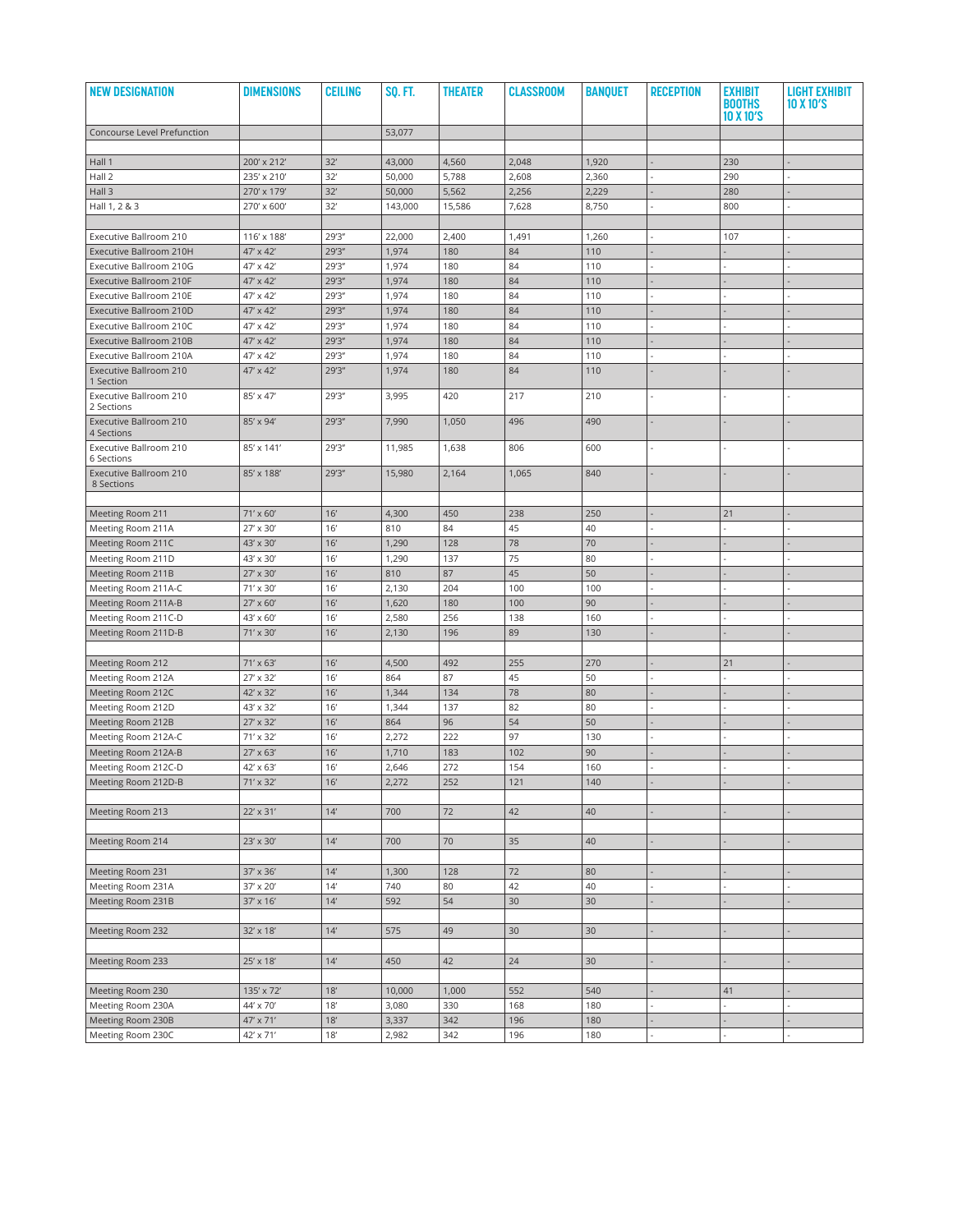| NEW DESIGNATION | DIMENSIONS | CEILING | SQ. FT. | THEATER | CLASSROOM | BANQUET | RECEPTION | EXHIBIT BOOTHS 10 X 10'S | LIGHT EXHIBIT 10 X 10'S |
|---|---|---|---|---|---|---|---|---|---|
| Concourse Level Prefunction | | | 53,077 | | | | | | |
| | | | | | | | | | |
| Hall 1 | 200' x 212' | 32' | 43,000 | 4,560 | 2,048 | 1,920 | - | 230 | - |
| Hall 2 | 235' x 210' | 32' | 50,000 | 5,788 | 2,608 | 2,360 | - | 290 | - |
| Hall 3 | 270' x 179' | 32' | 50,000 | 5,562 | 2,256 | 2,229 | - | 280 | - |
| Hall 1, 2 & 3 | 270' x 600' | 32' | 143,000 | 15,586 | 7,628 | 8,750 | - | 800 | - |
| | | | | | | | | | |
| Executive Ballroom 210 | 116' x 188' | 29'3" | 22,000 | 2,400 | 1,491 | 1,260 | - | 107 | - |
| Executive Ballroom 210H | 47' x 42' | 29'3" | 1,974 | 180 | 84 | 110 | - | - | - |
| Executive Ballroom 210G | 47' x 42' | 29'3" | 1,974 | 180 | 84 | 110 | - | - | - |
| Executive Ballroom 210F | 47' x 42' | 29'3" | 1,974 | 180 | 84 | 110 | - | - | - |
| Executive Ballroom 210E | 47' x 42' | 29'3" | 1,974 | 180 | 84 | 110 | - | - | - |
| Executive Ballroom 210D | 47' x 42' | 29'3" | 1,974 | 180 | 84 | 110 | - | - | - |
| Executive Ballroom 210C | 47' x 42' | 29'3" | 1,974 | 180 | 84 | 110 | - | - | - |
| Executive Ballroom 210B | 47' x 42' | 29'3" | 1,974 | 180 | 84 | 110 | - | - | - |
| Executive Ballroom 210A | 47' x 42' | 29'3" | 1,974 | 180 | 84 | 110 | - | - | - |
| Executive Ballroom 210 1 Section | 47' x 42' | 29'3" | 1,974 | 180 | 84 | 110 | - | - | - |
| Executive Ballroom 210 2 Sections | 85' x 47' | 29'3" | 3,995 | 420 | 217 | 210 | - | - | - |
| Executive Ballroom 210 4 Sections | 85' x 94' | 29'3" | 7,990 | 1,050 | 496 | 490 | - | - | - |
| Executive Ballroom 210 6 Sections | 85' x 141' | 29'3" | 11,985 | 1,638 | 806 | 600 | - | - | - |
| Executive Ballroom 210 8 Sections | 85' x 188' | 29'3" | 15,980 | 2,164 | 1,065 | 840 | - | - | - |
| | | | | | | | | | |
| Meeting Room 211 | 71' x 60' | 16' | 4,300 | 450 | 238 | 250 | - | 21 | - |
| Meeting Room 211A | 27' x 30' | 16' | 810 | 84 | 45 | 40 | - | - | - |
| Meeting Room 211C | 43' x 30' | 16' | 1,290 | 128 | 78 | 70 | - | - | - |
| Meeting Room 211D | 43' x 30' | 16' | 1,290 | 137 | 75 | 80 | - | - | - |
| Meeting Room 211B | 27' x 30' | 16' | 810 | 87 | 45 | 50 | - | - | - |
| Meeting Room 211A-C | 71' x 30' | 16' | 2,130 | 204 | 100 | 100 | - | - | - |
| Meeting Room 211A-B | 27' x 60' | 16' | 1,620 | 180 | 100 | 90 | - | - | - |
| Meeting Room 211C-D | 43' x 60' | 16' | 2,580 | 256 | 138 | 160 | - | - | - |
| Meeting Room 211D-B | 71' x 30' | 16' | 2,130 | 196 | 89 | 130 | - | - | - |
| | | | | | | | | | |
| Meeting Room 212 | 71' x 63' | 16' | 4,500 | 492 | 255 | 270 | - | 21 | - |
| Meeting Room 212A | 27' x 32' | 16' | 864 | 87 | 45 | 50 | - | - | - |
| Meeting Room 212C | 42' x 32' | 16' | 1,344 | 134 | 78 | 80 | - | - | - |
| Meeting Room 212D | 43' x 32' | 16' | 1,344 | 137 | 82 | 80 | - | - | - |
| Meeting Room 212B | 27' x 32' | 16' | 864 | 96 | 54 | 50 | - | - | - |
| Meeting Room 212A-C | 71' x 32' | 16' | 2,272 | 222 | 97 | 130 | - | - | - |
| Meeting Room 212A-B | 27' x 63' | 16' | 1,710 | 183 | 102 | 90 | - | - | - |
| Meeting Room 212C-D | 42' x 63' | 16' | 2,646 | 272 | 154 | 160 | - | - | - |
| Meeting Room 212D-B | 71' x 32' | 16' | 2,272 | 252 | 121 | 140 | - | - | - |
| | | | | | | | | | |
| Meeting Room 213 | 22' x 31' | 14' | 700 | 72 | 42 | 40 | - | - | - |
| | | | | | | | | | |
| Meeting Room 214 | 23' x 30' | 14' | 700 | 70 | 35 | 40 | - | - | - |
| | | | | | | | | | |
| Meeting Room 231 | 37' x 36' | 14' | 1,300 | 128 | 72 | 80 | - | - | - |
| Meeting Room 231A | 37' x 20' | 14' | 740 | 80 | 42 | 40 | - | - | - |
| Meeting Room 231B | 37' x 16' | 14' | 592 | 54 | 30 | 30 | - | - | - |
| | | | | | | | | | |
| Meeting Room 232 | 32' x 18' | 14' | 575 | 49 | 30 | 30 | - | - | - |
| | | | | | | | | | |
| Meeting Room 233 | 25' x 18' | 14' | 450 | 42 | 24 | 30 | - | - | - |
| | | | | | | | | | |
| Meeting Room 230 | 135' x 72' | 18' | 10,000 | 1,000 | 552 | 540 | - | 41 | - |
| Meeting Room 230A | 44' x 70' | 18' | 3,080 | 330 | 168 | 180 | - | - | - |
| Meeting Room 230B | 47' x 71' | 18' | 3,337 | 342 | 196 | 180 | - | - | - |
| Meeting Room 230C | 42' x 71' | 18' | 2,982 | 342 | 196 | 180 | - | - | - |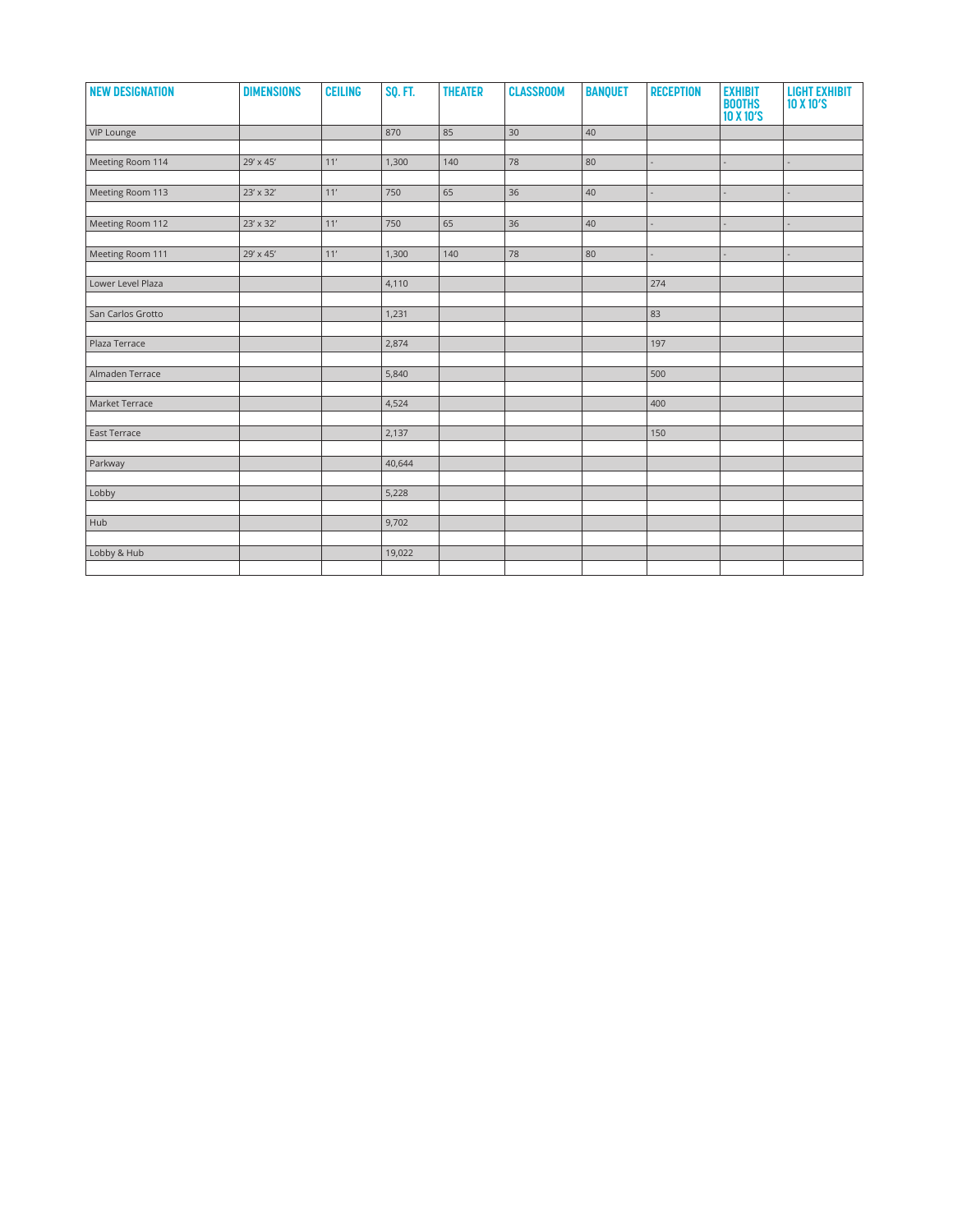| NEW DESIGNATION | DIMENSIONS | CEILING | SQ. FT. | THEATER | CLASSROOM | BANQUET | RECEPTION | EXHIBIT BOOTHS 10 X 10'S | LIGHT EXHIBIT 10 X 10'S |
|---|---|---|---|---|---|---|---|---|---|
| VIP Lounge | | | 870 | 85 | 30 | 40 | | | |
| Meeting Room 114 | 29' x 45' | 11' | 1,300 | 140 | 78 | 80 | - | - | - |
| Meeting Room 113 | 23' x 32' | 11' | 750 | 65 | 36 | 40 | - | - | - |
| Meeting Room 112 | 23' x 32' | 11' | 750 | 65 | 36 | 40 | - | - | - |
| Meeting Room 111 | 29' x 45' | 11' | 1,300 | 140 | 78 | 80 | - | - | - |
| Lower Level Plaza | | | 4,110 | | | | 274 | | |
| San Carlos Grotto | | | 1,231 | | | | 83 | | |
| Plaza Terrace | | | 2,874 | | | | 197 | | |
| Almaden Terrace | | | 5,840 | | | | 500 | | |
| Market Terrace | | | 4,524 | | | | 400 | | |
| East Terrace | | | 2,137 | | | | 150 | | |
| Parkway | | | 40,644 | | | | | | |
| Lobby | | | 5,228 | | | | | | |
| Hub | | | 9,702 | | | | | | |
| Lobby & Hub | | | 19,022 | | | | | | |